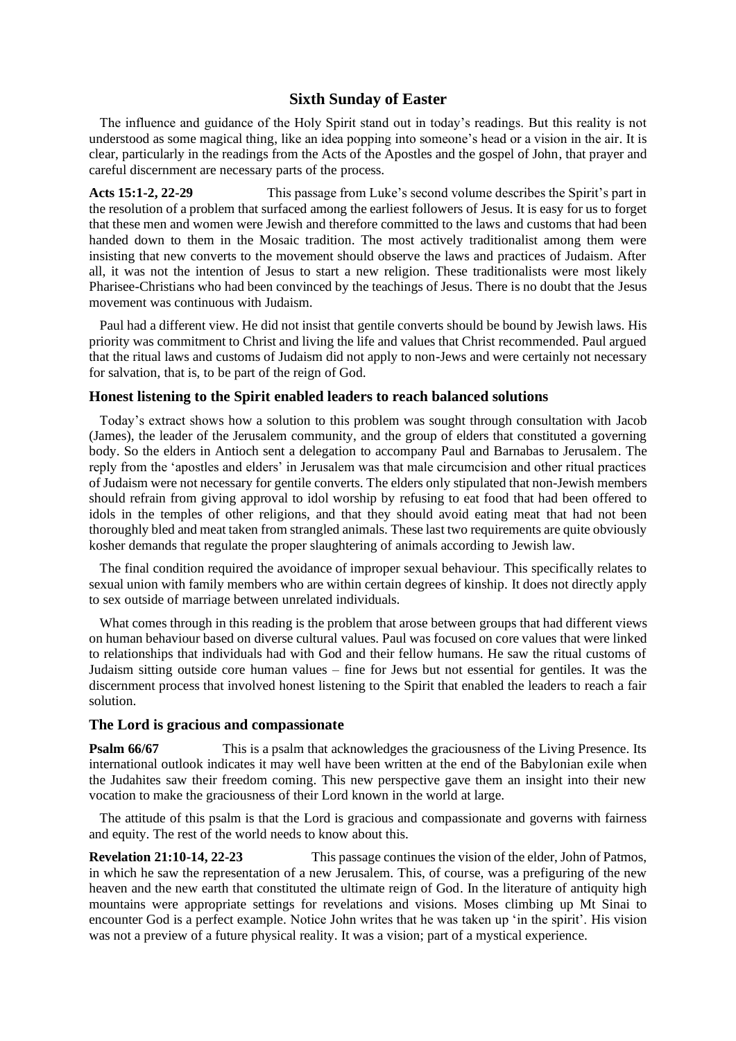# Sixth Sunday of Easter

The influence and guidance of the Holy Spirit stand out in today's readings. But this reality is not understood as some magical thing, like an idea popping into someone's head or a vision in the air. It is clear, particularly in the readings from the Acts of the Apostles and the gospel of John, that prayer and careful discernment are necessary parts of the process.

**Acts 15:1-2, 22-29** This passage from Luke's second volume describes the Spirit's part in the resolution of a problem that surfaced among the earliest followers of Jesus. It is easy for us to forget that these men and women were Jewish and therefore committed to the laws and customs that had been handed down to them in the Mosaic tradition. The most actively traditionalist among them were insisting that new converts to the movement should observe the laws and practices of Judaism. After all, it was not the intention of Jesus to start a new religion. These traditionalists were most likely Pharisee-Christians who had been convinced by the teachings of Jesus. There is no doubt that the Jesus movement was continuous with Judaism.

Paul had a different view. He did not insist that gentile converts should be bound by Jewish laws. His priority was commitment to Christ and living the life and values that Christ recommended. Paul argued that the ritual laws and customs of Judaism did not apply to non-Jews and were certainly not necessary for salvation, that is, to be part of the reign of God.

### Honest listening to the Spirit enabled leaders to reach balanced solutions

Today's extract shows how a solution to this problem was sought through consultation with Jacob (James), the leader of the Jerusalem community, and the group of elders that constituted a governing body. So the elders in Antioch sent a delegation to accompany Paul and Barnabas to Jerusalem. The reply from the 'apostles and elders' in Jerusalem was that male circumcision and other ritual practices of Judaism were not necessary for gentile converts. The elders only stipulated that non-Jewish members should refrain from giving approval to idol worship by refusing to eat food that had been offered to idols in the temples of other religions, and that they should avoid eating meat that had not been thoroughly bled and meat taken from strangled animals. These last two requirements are quite obviously kosher demands that regulate the proper slaughtering of animals according to Jewish law.

The final condition required the avoidance of improper sexual behaviour. This specifically relates to sexual union with family members who are within certain degrees of kinship. It does not directly apply to sex outside of marriage between unrelated individuals.

What comes through in this reading is the problem that arose between groups that had different views on human behaviour based on diverse cultural values. Paul was focused on core values that were linked to relationships that individuals had with God and their fellow humans. He saw the ritual customs of Judaism sitting outside core human values – fine for Jews but not essential for gentiles. It was the discernment process that involved honest listening to the Spirit that enabled the leaders to reach a fair solution.

### The Lord is gracious and compassionate

**Psalm 66/67** This is a psalm that acknowledges the graciousness of the Living Presence. Its international outlook indicates it may well have been written at the end of the Babylonian exile when the Judahites saw their freedom coming. This new perspective gave them an insight into their new vocation to make the graciousness of their Lord known in the world at large.

The attitude of this psalm is that the Lord is gracious and compassionate and governs with fairness and equity. The rest of the world needs to know about this.

**Revelation 21:10-14, 22-23** This passage continues the vision of the elder, John of Patmos, in which he saw the representation of a new Jerusalem. This, of course, was a prefiguring of the new heaven and the new earth that constituted the ultimate reign of God. In the literature of antiquity high mountains were appropriate settings for revelations and visions. Moses climbing up Mt Sinai to encounter God is a perfect example. Notice John writes that he was taken up 'in the spirit'. His vision was not a preview of a future physical reality. It was a vision; part of a mystical experience.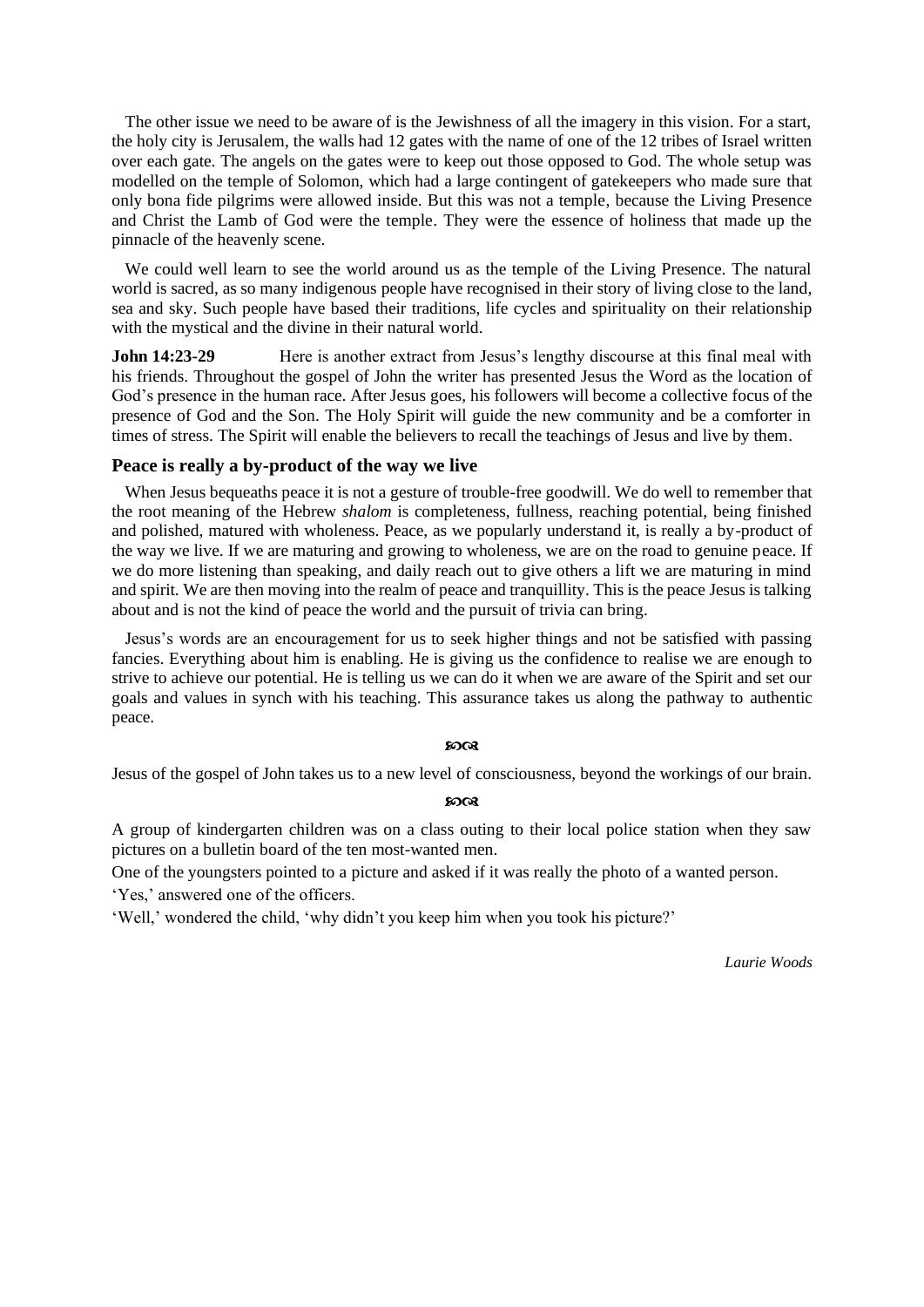The other issue we need to be aware of is the Jewishness of all the imagery in this vision. For a start, the holy city is Jerusalem, the walls had 12 gates with the name of one of the 12 tribes of Israel written over each gate. The angels on the gates were to keep out those opposed to God. The whole setup was modelled on the temple of Solomon, which had a large contingent of gatekeepers who made sure that only bona fide pilgrims were allowed inside. But this was not a temple, because the Living Presence and Christ the Lamb of God were the temple. They were the essence of holiness that made up the pinnacle of the heavenly scene.

We could well learn to see the world around us as the temple of the Living Presence. The natural world is sacred, as so many indigenous people have recognised in their story of living close to the land, sea and sky. Such people have based their traditions, life cycles and spirituality on their relationship with the mystical and the divine in their natural world.

**John 14:23-29** Here is another extract from Jesus's lengthy discourse at this final meal with his friends. Throughout the gospel of John the writer has presented Jesus the Word as the location of God's presence in the human race. After Jesus goes, his followers will become a collective focus of the presence of God and the Son. The Holy Spirit will guide the new community and be a comforter in times of stress. The Spirit will enable the believers to recall the teachings of Jesus and live by them.

### Peace is really a by-product of the way we live

When Jesus bequeaths peace it is not a gesture of trouble-free goodwill. We do well to remember that the root meaning of the Hebrew *shalom* is completeness, fullness, reaching potential, being finished and polished, matured with wholeness. Peace, as we popularly understand it, is really a by-product of the way we live. If we are maturing and growing to wholeness, we are on the road to genuine peace. If we do more listening than speaking, and daily reach out to give others a lift we are maturing in mind and spirit. We are then moving into the realm of peace and tranquillity. This is the peace Jesus is talking about and is not the kind of peace the world and the pursuit of trivia can bring.

Jesus's words are an encouragement for us to seek higher things and not be satisfied with passing fancies. Everything about him is enabling. He is giving us the confidence to realise we are enough to strive to achieve our potential. He is telling us we can do it when we are aware of the Spirit and set our goals and values in synch with his teaching. This assurance takes us along the pathway to authentic peace.

Jesus of the gospel of John takes us to a new level of consciousness, beyond the workings of our brain.

A group of kindergarten children was on a class outing to their local police station when they saw pictures on a bulletin board of the ten most-wanted men.

One of the youngsters pointed to a picture and asked if it was really the photo of a wanted person.

'Yes,' answered one of the officers.

'Well,' wondered the child, 'why didn't you keep him when you took his picture?'

*Laurie Woods*